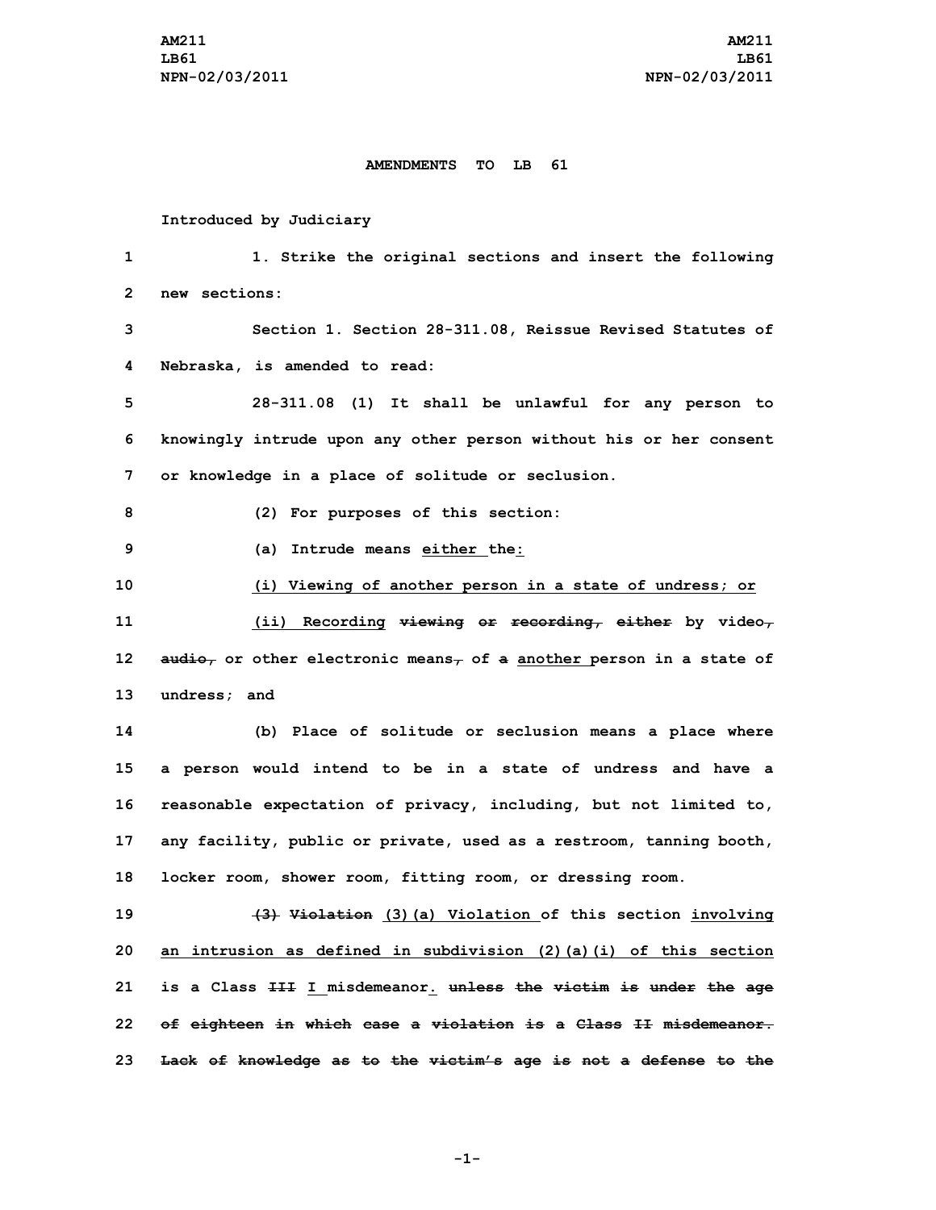**AMENDMENTS TO LB 61**

Introduced by Judiciary

1. Strike the original sections and insert the following new sections:

Section 1. Section 28-311.08, Reissue Revised Statutes of Nebraska, is amended to read:

28-311.08 (1) It shall be unlawful for any person to knowingly intrude upon any other person without his or her consent or knowledge in a place of solitude or seclusion.

(2) For purposes of this section:

(a) Intrude means <u>either</u> the<u>:</u>

<u>(i) Viewing of another person in a state of undress; or</u>

<u>(ii) Recording</u> ~~viewing or recording, either~~ by video~~,~~ ~~audio,~~ or other electronic means~~,~~ of ~~a~~ <u>another</u> person in a state of undress; and

(b) Place of solitude or seclusion means a place where a person would intend to be in a state of undress and have a reasonable expectation of privacy, including, but not limited to, any facility, public or private, used as a restroom, tanning booth, locker room, shower room, fitting room, or dressing room.

~~(3) Violation~~ <u>(3)(a) Violation</u> of this section <u>involving an intrusion as defined in subdivision (2)(a)(i) of this section</u> is a Class ~~III~~ <u>I</u> misdemeanor<u>.</u> ~~unless the victim is under the age of eighteen in which case a violation is a Class II misdemeanor. Lack of knowledge as to the victim's age is not a defense to the~~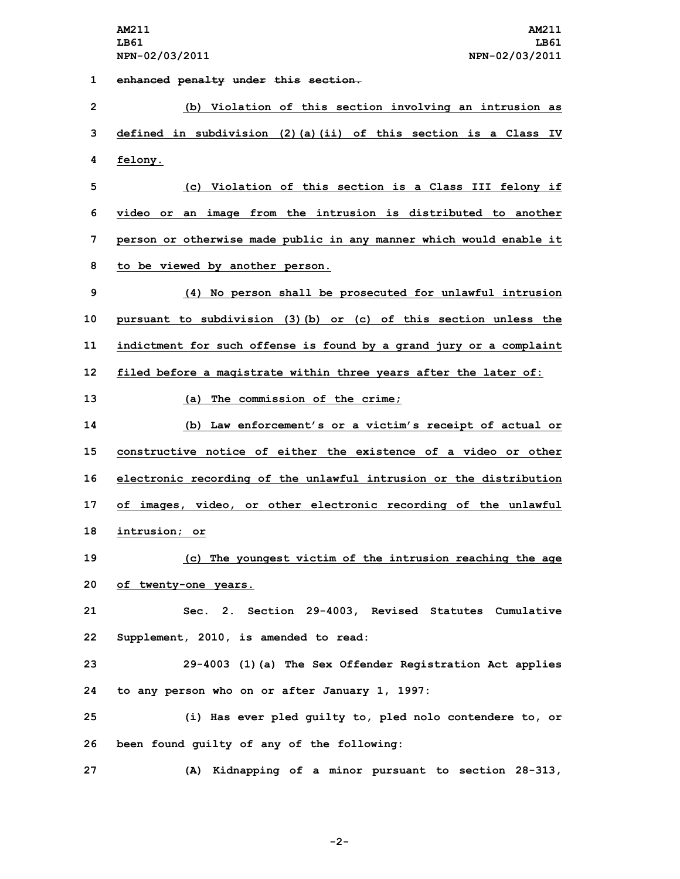~~enhanced penalty under this section.~~

(b) Violation of this section involving an intrusion as defined in subdivision (2)(a)(ii) of this section is a Class IV felony.

(c) Violation of this section is a Class III felony if video or an image from the intrusion is distributed to another person or otherwise made public in any manner which would enable it to be viewed by another person.

(4) No person shall be prosecuted for unlawful intrusion pursuant to subdivision (3)(b) or (c) of this section unless the indictment for such offense is found by a grand jury or a complaint filed before a magistrate within three years after the later of:

(a) The commission of the crime;

(b) Law enforcement's or a victim's receipt of actual or constructive notice of either the existence of a video or other electronic recording of the unlawful intrusion or the distribution of images, video, or other electronic recording of the unlawful intrusion; or

(c) The youngest victim of the intrusion reaching the age of twenty-one years.

Sec. 2. Section 29-4003, Revised Statutes Cumulative Supplement, 2010, is amended to read:

29-4003 (1)(a) The Sex Offender Registration Act applies to any person who on or after January 1, 1997:

(i) Has ever pled guilty to, pled nolo contendere to, or been found guilty of any of the following:

(A) Kidnapping of a minor pursuant to section 28-313,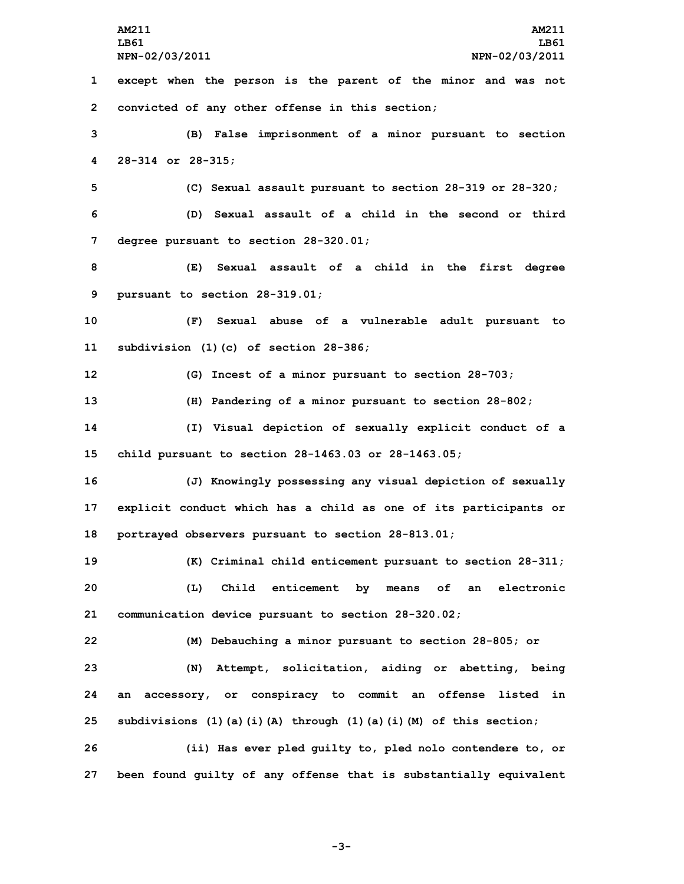except when the person is the parent of the minor and was not convicted of any other offense in this section;

(B) False imprisonment of a minor pursuant to section 28-314 or 28-315;

(C) Sexual assault pursuant to section 28-319 or 28-320;

(D) Sexual assault of a child in the second or third degree pursuant to section 28-320.01;

(E) Sexual assault of a child in the first degree pursuant to section 28-319.01;

(F) Sexual abuse of a vulnerable adult pursuant to subdivision (1)(c) of section 28-386;

(G) Incest of a minor pursuant to section 28-703;

(H) Pandering of a minor pursuant to section 28-802;

(I) Visual depiction of sexually explicit conduct of a child pursuant to section 28-1463.03 or 28-1463.05;

(J) Knowingly possessing any visual depiction of sexually explicit conduct which has a child as one of its participants or portrayed observers pursuant to section 28-813.01;

(K) Criminal child enticement pursuant to section 28-311;

(L) Child enticement by means of an electronic communication device pursuant to section 28-320.02;

(M) Debauching a minor pursuant to section 28-805; or

(N) Attempt, solicitation, aiding or abetting, being an accessory, or conspiracy to commit an offense listed in subdivisions (1)(a)(i)(A) through (1)(a)(i)(M) of this section;

(ii) Has ever pled guilty to, pled nolo contendere to, or been found guilty of any offense that is substantially equivalent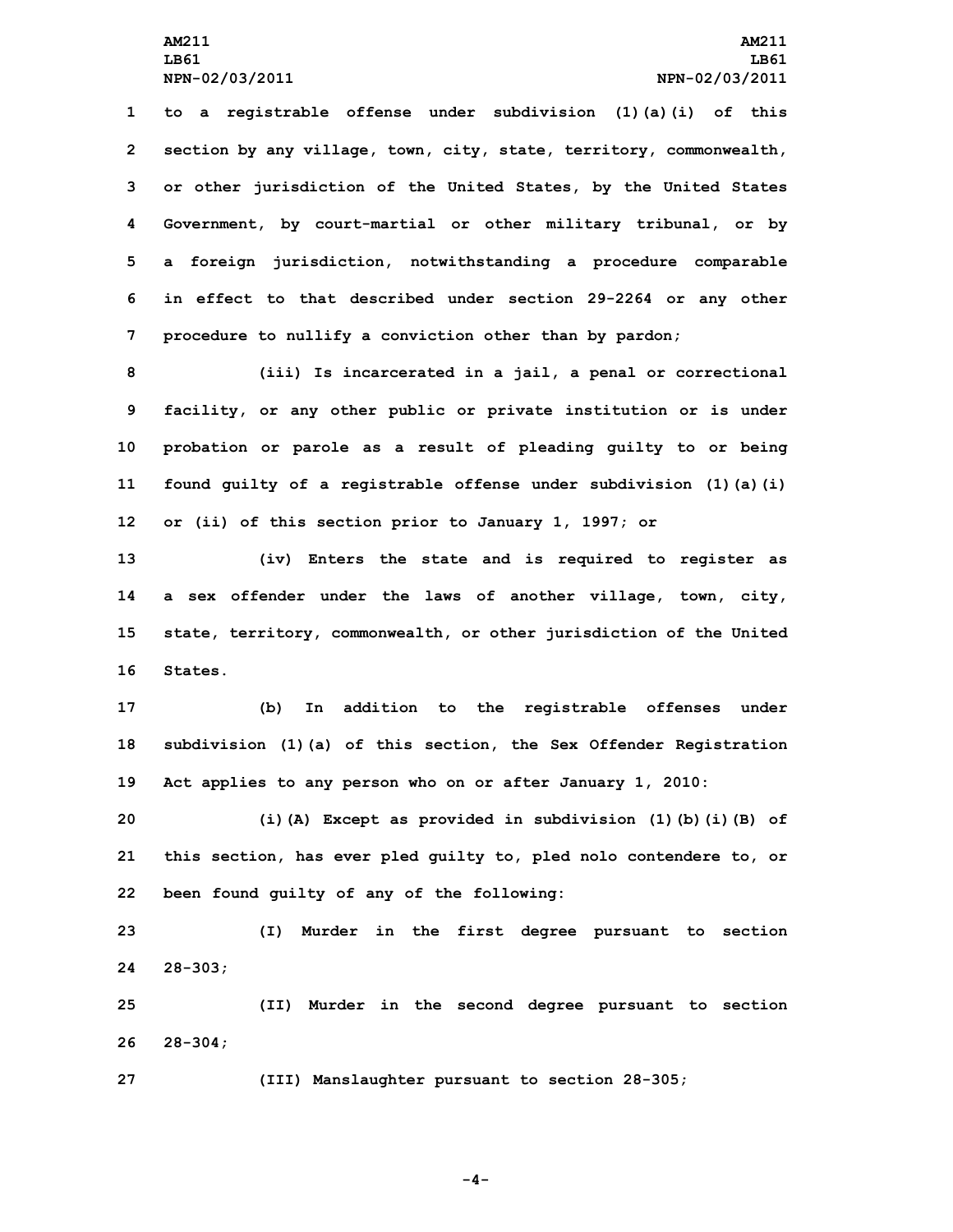to a registrable offense under subdivision (1)(a)(i) of this section by any village, town, city, state, territory, commonwealth, or other jurisdiction of the United States, by the United States Government, by court-martial or other military tribunal, or by a foreign jurisdiction, notwithstanding a procedure comparable in effect to that described under section 29-2264 or any other procedure to nullify a conviction other than by pardon;

(iii) Is incarcerated in a jail, a penal or correctional facility, or any other public or private institution or is under probation or parole as a result of pleading guilty to or being found guilty of a registrable offense under subdivision (1)(a)(i) or (ii) of this section prior to January 1, 1997; or

(iv) Enters the state and is required to register as a sex offender under the laws of another village, town, city, state, territory, commonwealth, or other jurisdiction of the United States.

(b) In addition to the registrable offenses under subdivision (1)(a) of this section, the Sex Offender Registration Act applies to any person who on or after January 1, 2010:

(i)(A) Except as provided in subdivision (1)(b)(i)(B) of this section, has ever pled guilty to, pled nolo contendere to, or been found guilty of any of the following:

(I) Murder in the first degree pursuant to section 28-303;

(II) Murder in the second degree pursuant to section 28-304;

(III) Manslaughter pursuant to section 28-305;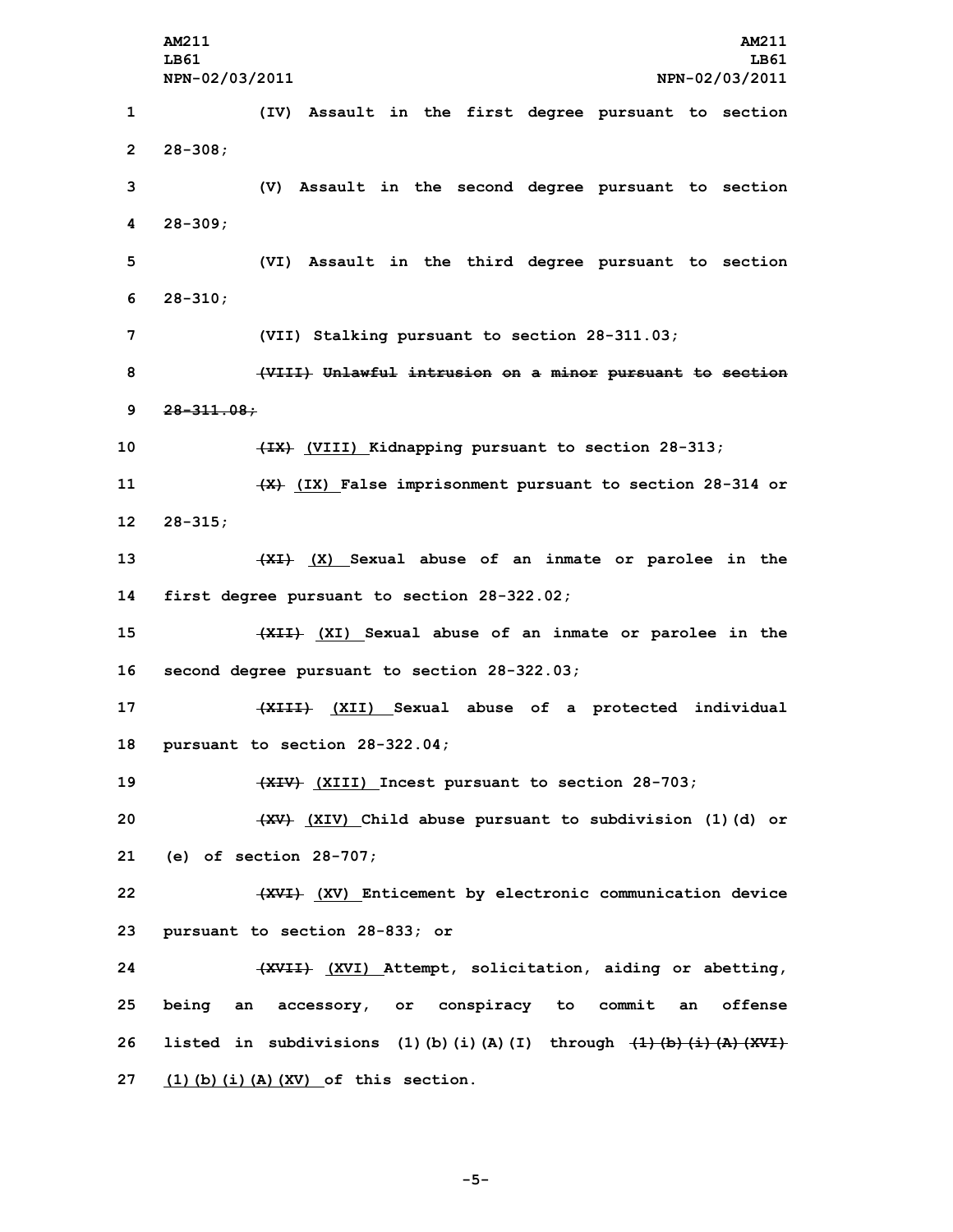(IV) Assault in the first degree pursuant to section 28-308;

(V) Assault in the second degree pursuant to section 28-309;

(VI) Assault in the third degree pursuant to section 28-310;

(VII) Stalking pursuant to section 28-311.03;

~~(VIII) Unlawful intrusion on a minor pursuant to section 28-311.08;~~

~~(IX)~~ (VIII) Kidnapping pursuant to section 28-313;

~~(X)~~ (IX) False imprisonment pursuant to section 28-314 or 28-315;

~~(XI)~~ (X) Sexual abuse of an inmate or parolee in the first degree pursuant to section 28-322.02;

~~(XII)~~ (XI) Sexual abuse of an inmate or parolee in the second degree pursuant to section 28-322.03;

~~(XIII)~~ (XII) Sexual abuse of a protected individual pursuant to section 28-322.04;

~~(XIV)~~ (XIII) Incest pursuant to section 28-703;

~~(XV)~~ (XIV) Child abuse pursuant to subdivision (1)(d) or (e) of section 28-707;

~~(XVI)~~ (XV) Enticement by electronic communication device pursuant to section 28-833; or

~~(XVII)~~ (XVI) Attempt, solicitation, aiding or abetting, being an accessory, or conspiracy to commit an offense listed in subdivisions (1)(b)(i)(A)(I) through ~~(1)(b)(i)(A)(XVI)~~ (1)(b)(i)(A)(XV) of this section.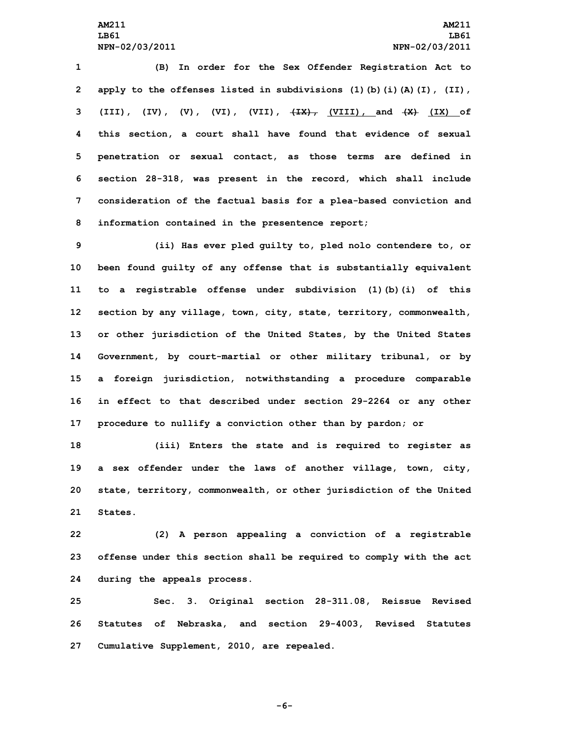(B) In order for the Sex Offender Registration Act to apply to the offenses listed in subdivisions (1)(b)(i)(A)(I), (II), (III), (IV), (V), (VI), (VII), ~~(IX),~~ (VIII), and ~~(X)~~ (IX) of this section, a court shall have found that evidence of sexual penetration or sexual contact, as those terms are defined in section 28-318, was present in the record, which shall include consideration of the factual basis for a plea-based conviction and information contained in the presentence report;

(ii) Has ever pled guilty to, pled nolo contendere to, or been found guilty of any offense that is substantially equivalent to a registrable offense under subdivision (1)(b)(i) of this section by any village, town, city, state, territory, commonwealth, or other jurisdiction of the United States, by the United States Government, by court-martial or other military tribunal, or by a foreign jurisdiction, notwithstanding a procedure comparable in effect to that described under section 29-2264 or any other procedure to nullify a conviction other than by pardon; or

(iii) Enters the state and is required to register as a sex offender under the laws of another village, town, city, state, territory, commonwealth, or other jurisdiction of the United States.

(2) A person appealing a conviction of a registrable offense under this section shall be required to comply with the act during the appeals process.

Sec. 3. Original section 28-311.08, Reissue Revised Statutes of Nebraska, and section 29-4003, Revised Statutes Cumulative Supplement, 2010, are repealed.